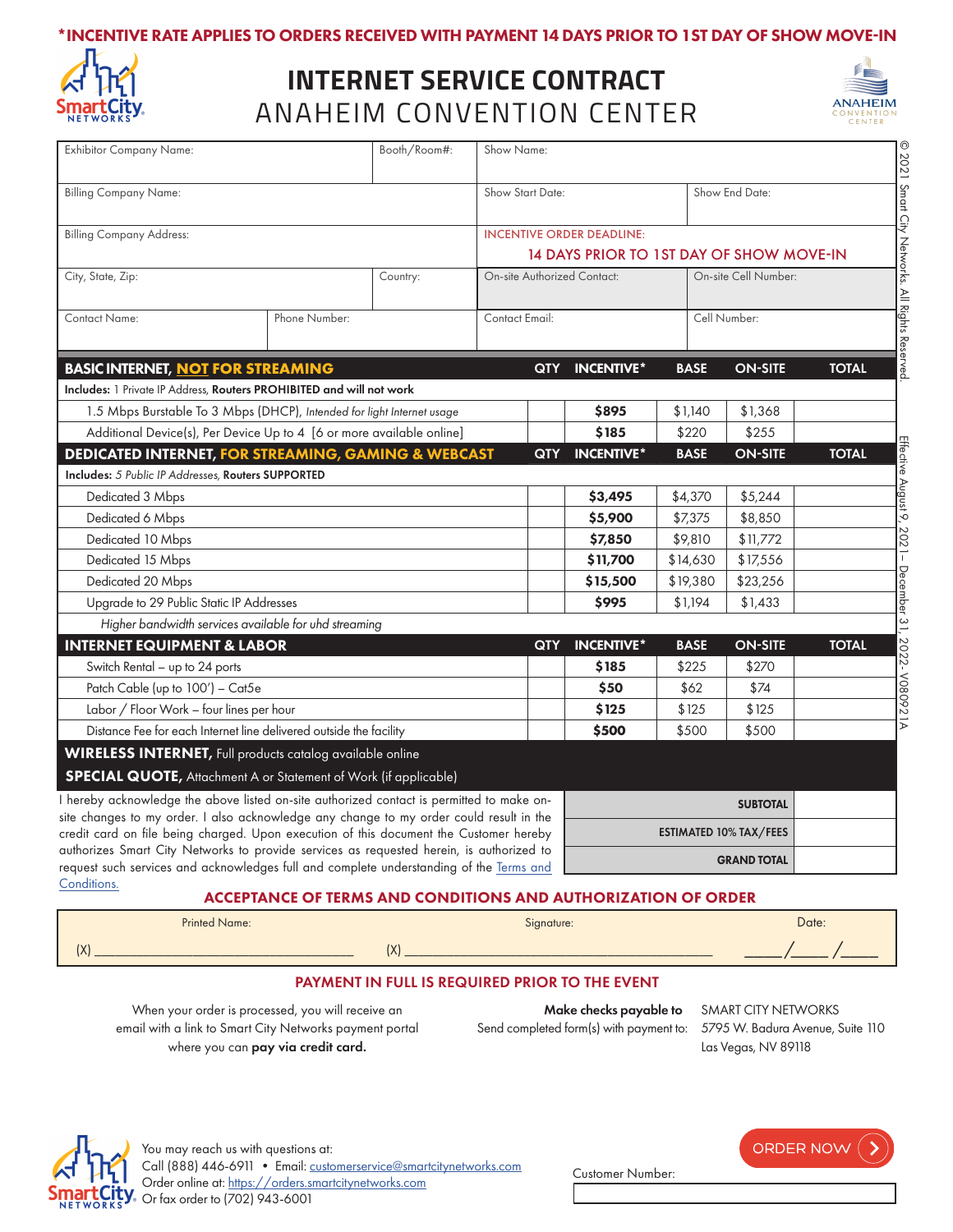**\*INCENTIVE RATE APPLIES TO ORDERS RECEIVED WITH PAYMENT 14 DAYS PRIOR TO 1ST DAY OF SHOW MOVE-IN**

# INTERNET SERVICE CONTRACT
## ANAHEIM CONVENTION CENTER

| Exhibitor Company Name: | | Booth/Room#: | Show Name: | |
|---|---|---|---|---|
| Billing Company Name: | | | Show Start Date: | Show End Date: |
| Billing Company Address: | | | INCENTIVE ORDER DEADLINE: 14 DAYS PRIOR TO 1ST DAY OF SHOW MOVE-IN | |
| City, State, Zip: | | Country: | On-site Authorized Contact: | On-site Cell Number: |
| Contact Name: | Phone Number: | | Contact Email: | Cell Number: |

| BASIC INTERNET, NOT FOR STREAMING | QTY | INCENTIVE* | BASE | ON-SITE | TOTAL |
|---|---|---|---|---|---|
| Includes: 1 Private IP Address, **Routers PROHIBITED and will not work** | | | | | |
| 1.5 Mbps Burstable To 3 Mbps (DHCP), *Intended for light Internet usage* | | **$895** | $1,140 | $1,368 | |
| Additional Device(s), Per Device Up to 4 [6 or more available online] | | **$185** | $220 | $255 | |
| **DEDICATED INTERNET, FOR STREAMING, GAMING & WEBCAST** | **QTY** | **INCENTIVE*** | **BASE** | **ON-SITE** | **TOTAL** |
| Includes: *5 Public IP Addresses*, **Routers SUPPORTED** | | | | | |
| Dedicated 3 Mbps | | **$3,495** | $4,370 | $5,244 | |
| Dedicated 6 Mbps | | **$5,900** | $7,375 | $8,850 | |
| Dedicated 10 Mbps | | **$7,850** | $9,810 | $11,772 | |
| Dedicated 15 Mbps | | **$11,700** | $14,630 | $17,556 | |
| Dedicated 20 Mbps | | **$15,500** | $19,380 | $23,256 | |
| Upgrade to 29 Public Static IP Addresses | | **$995** | $1,194 | $1,433 | |
| *Higher bandwidth services available for uhd streaming* | | | | | |
| **INTERNET EQUIPMENT & LABOR** | **QTY** | **INCENTIVE*** | **BASE** | **ON-SITE** | **TOTAL** |
| Switch Rental – up to 24 ports | | **$185** | $225 | $270 | |
| Patch Cable (up to 100') – Cat5e | | **$50** | $62 | $74 | |
| Labor / Floor Work – four lines per hour | | **$125** | $125 | $125 | |
| Distance Fee for each Internet line delivered outside the facility | | **$500** | $500 | $500 | |

**WIRELESS INTERNET,** Full products catalog available online

**SPECIAL QUOTE,** Attachment A or Statement of Work (if applicable)

I hereby acknowledge the above listed on-site authorized contact is permitted to make on-site changes to my order. I also acknowledge any change to my order could result in the credit card on file being charged. Upon execution of this document the Customer hereby authorizes Smart City Networks to provide services as requested herein, is authorized to request such services and acknowledges full and complete understanding of the Terms and Conditions.

| | |
|---|---|
| **SUBTOTAL** | |
| **ESTIMATED 10% TAX/FEES** | |
| **GRAND TOTAL** | |

**ACCEPTANCE OF TERMS AND CONDITIONS AND AUTHORIZATION OF ORDER**

| Printed Name: | Signature: | Date: |
|---|---|---|
| (X) ____________________ | (X) ____________________ | ____/____/____ |

**PAYMENT IN FULL IS REQUIRED PRIOR TO THE EVENT**

When your order is processed, you will receive an email with a link to Smart City Networks payment portal where you can **pay via credit card.**

**Make checks payable to** SMART CITY NETWORKS
Send completed form(s) with payment to: 5795 W. Badura Avenue, Suite 110, Las Vegas, NV 89118

You may reach us with questions at:
Call (888) 446-6911 • Email: customerservice@smartcitynetworks.com
Order online at: https://orders.smartcitynetworks.com
Or fax order to (702) 943-6001

ORDER NOW

Customer Number:

© 2021 Smart City Networks. All Rights Reserved.

Effective August 9, 2021 – December 31, 2022 - V080921A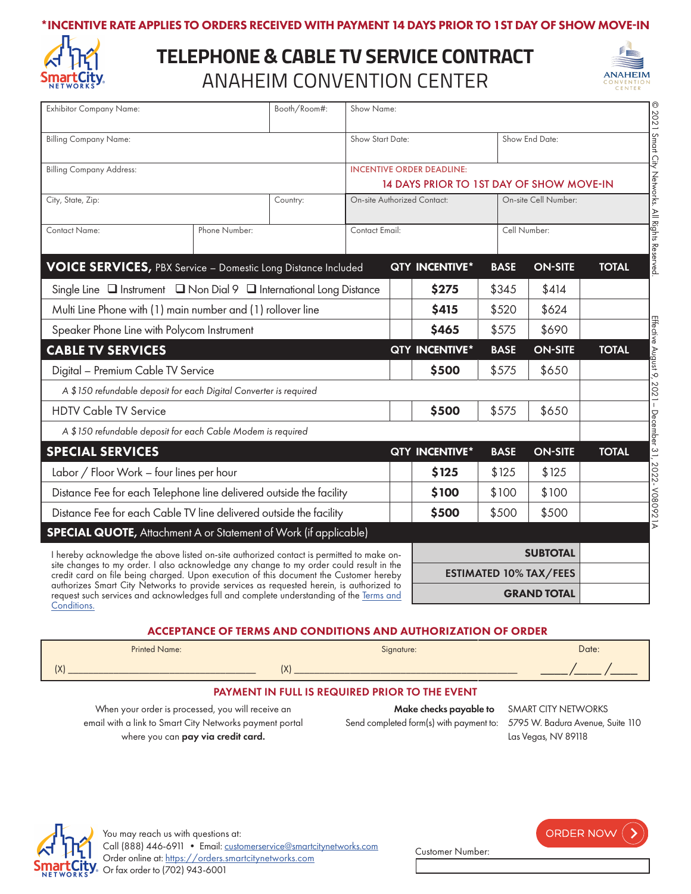*INCENTIVE RATE APPLIES TO ORDERS RECEIVED WITH PAYMENT 14 DAYS PRIOR TO 1ST DAY OF SHOW MOVE-IN

# TELEPHONE & CABLE TV SERVICE CONTRACT
## ANAHEIM CONVENTION CENTER

| Exhibitor Company Name: | | Booth/Room#: | Show Name: | |
|---|---|---|---|---|
| Billing Company Name: | | | Show Start Date: | Show End Date: |
| Billing Company Address: | | | INCENTIVE ORDER DEADLINE: 14 DAYS PRIOR TO 1ST DAY OF SHOW MOVE-IN | |
| City, State, Zip: | | Country: | On-site Authorized Contact: | On-site Cell Number: |
| Contact Name: | Phone Number: | | Contact Email: | Cell Number: |

| VOICE SERVICES, PBX Service – Domestic Long Distance Included | QTY | INCENTIVE* | BASE | ON-SITE | TOTAL |
|---|---|---|---|---|---|
| Single Line ❑ Instrument ❑ Non Dial 9 ❑ International Long Distance | | **$275** | $345 | $414 | |
| Multi Line Phone with (1) main number and (1) rollover line | | **$415** | $520 | $624 | |
| Speaker Phone Line with Polycom Instrument | | **$465** | $575 | $690 | |
| **CABLE TV SERVICES** | **QTY** | **INCENTIVE*** | **BASE** | **ON-SITE** | **TOTAL** |
| Digital – Premium Cable TV Service | | **$500** | $575 | $650 | |
| *A $150 refundable deposit for each Digital Converter is required* | | | | | |
| HDTV Cable TV Service | | **$500** | $575 | $650 | |
| *A $150 refundable deposit for each Cable Modem is required* | | | | | |
| **SPECIAL SERVICES** | **QTY** | **INCENTIVE*** | **BASE** | **ON-SITE** | **TOTAL** |
| Labor / Floor Work – four lines per hour | | **$125** | $125 | $125 | |
| Distance Fee for each Telephone line delivered outside the facility | | **$100** | $100 | $100 | |
| Distance Fee for each Cable TV line delivered outside the facility | | **$500** | $500 | $500 | |
| **SPECIAL QUOTE,** Attachment A or Statement of Work (if applicable) | | | | | |

I hereby acknowledge the above listed on-site authorized contact is permitted to make on-site changes to my order. I also acknowledge any change to my order could result in the credit card on file being charged. Upon execution of this document the Customer hereby authorizes Smart City Networks to provide services as requested herein, is authorized to request such services and acknowledges full and complete understanding of the Terms and Conditions.

| | |
|---|---|
| **SUBTOTAL** | |
| **ESTIMATED 10% TAX/FEES** | |
| **GRAND TOTAL** | |

### ACCEPTANCE OF TERMS AND CONDITIONS AND AUTHORIZATION OF ORDER

| Printed Name: | Signature: | Date: |
|---|---|---|
| (X) ____________________ | (X) ____________________ | ____/____/____ |

### PAYMENT IN FULL IS REQUIRED PRIOR TO THE EVENT

When your order is processed, you will receive an email with a link to Smart City Networks payment portal where you can **pay via credit card.**

**Make checks payable to** SMART CITY NETWORKS
Send completed form(s) with payment to: 5795 W. Badura Avenue, Suite 110, Las Vegas, NV 89118

You may reach us with questions at:
Call (888) 446-6911 • Email: customerservice@smartcitynetworks.com
Order online at: https://orders.smartcitynetworks.com
Or fax order to (702) 943-6001

ORDER NOW

Customer Number:

© 2021 Smart City Networks. All Rights Reserved. Effective August 9, 2021 – December 31, 2022- V080921A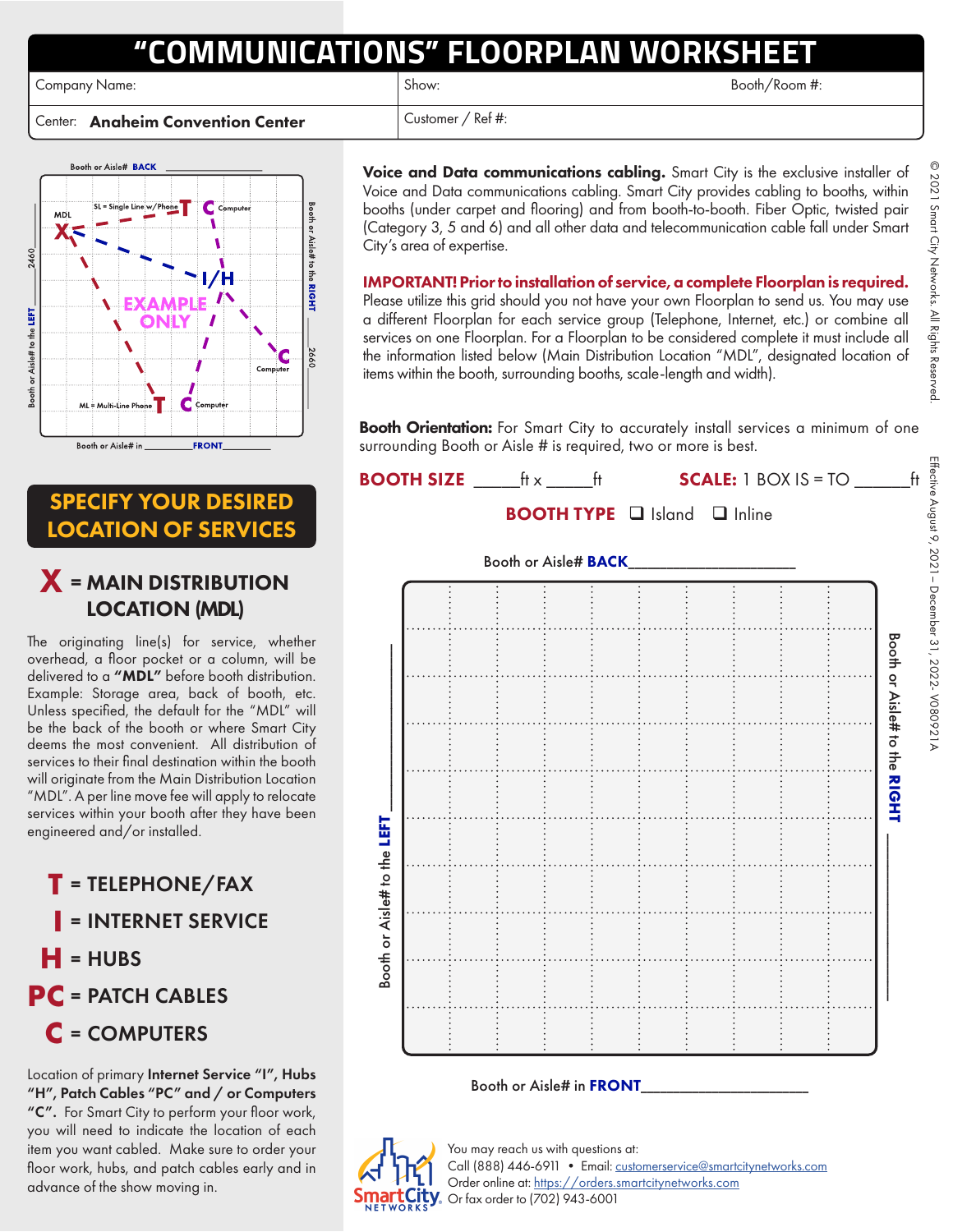# "COMMUNICATIONS" FLOORPLAN WORKSHEET

| Company Name: | Show: | Booth/Room #: |
|---|---|---|
| Center: **Anaheim Convention Center** | Customer / Ref #: | |

Booth or Aisle# **BACK** ______________

Booth or Aisle# to the **LEFT** ______________

Booth or Aisle# to the **RIGHT** ______________

Booth or Aisle# in **FRONT** ______________

MDL X · SL = Single Line w/Phone T · C Computer · I/H · C Computer · ML = Multi-Line Phone T · C Computer · 2460 · 2460

**EXAMPLE ONLY**

## SPECIFY YOUR DESIRED LOCATION OF SERVICES

### X = MAIN DISTRIBUTION LOCATION (MDL)

The originating line(s) for service, whether overhead, a floor pocket or a column, will be delivered to a **"MDL"** before booth distribution. Example: Storage area, back of booth, etc. Unless specified, the default for the "MDL" will be the back of the booth or where Smart City deems the most convenient. All distribution of services to their final destination within the booth will originate from the Main Distribution Location "MDL". A per line move fee will apply to relocate services within your booth after they have been engineered and/or installed.

**T** = TELEPHONE/FAX

**I** = INTERNET SERVICE

**H** = HUBS

**PC** = PATCH CABLES

**C** = COMPUTERS

Location of primary **Internet Service "I", Hubs "H", Patch Cables "PC" and / or Computers "C".** For Smart City to perform your floor work, you will need to indicate the location of each item you want cabled. Make sure to order your floor work, hubs, and patch cables early and in advance of the show moving in.

**Voice and Data communications cabling.** Smart City is the exclusive installer of Voice and Data communications cabling. Smart City provides cabling to booths, within booths (under carpet and flooring) and from booth-to-booth. Fiber Optic, twisted pair (Category 3, 5 and 6) and all other data and telecommunication cable fall under Smart City's area of expertise.

**IMPORTANT! Prior to installation of service, a complete Floorplan is required.** Please utilize this grid should you not have your own Floorplan to send us. You may use a different Floorplan for each service group (Telephone, Internet, etc.) or combine all services on one Floorplan. For a Floorplan to be considered complete it must include all the information listed below (Main Distribution Location "MDL", designated location of items within the booth, surrounding booths, scale-length and width).

**Booth Orientation:** For Smart City to accurately install services a minimum of one surrounding Booth or Aisle # is required, two or more is best.

**BOOTH SIZE** _____ft x _____ft **SCALE:** 1 BOX IS = TO ______ft

**BOOTH TYPE** ☐ Island ☐ Inline

Booth or Aisle# **BACK** ____________________

Booth or Aisle# to the **LEFT** ____________________

Booth or Aisle# to the **RIGHT** ____________________

Booth or Aisle# in **FRONT** ____________________

You may reach us with questions at:
Call (888) 446-6911 • Email: customerservice@smartcitynetworks.com
Order online at: https://orders.smartcitynetworks.com
Or fax order to (702) 943-6001

Smart City NETWORKS

© 2021 Smart City Networks. All Rights Reserved.

Effective August 9, 2021 – December 31, 2022- V080921A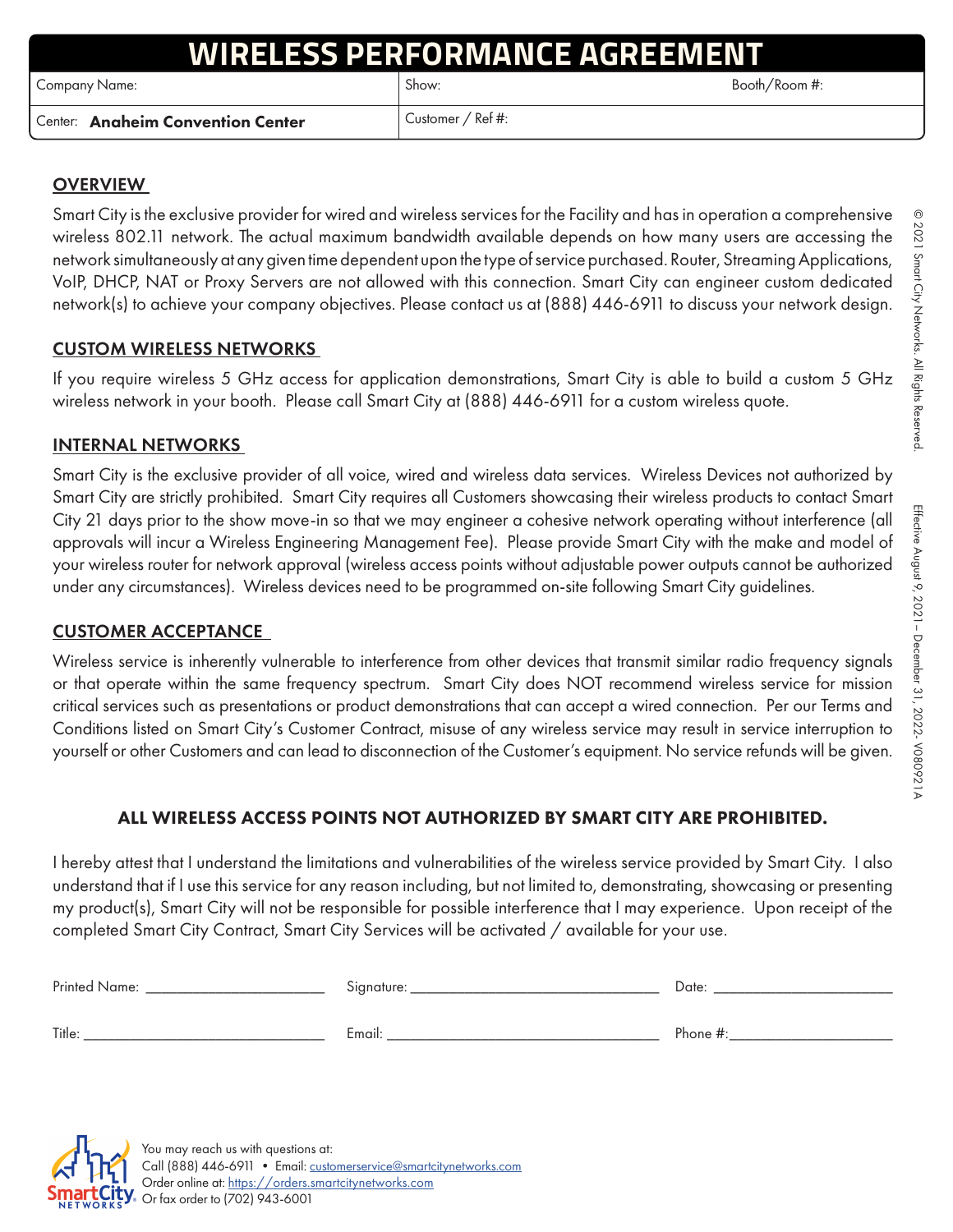# WIRELESS PERFORMANCE AGREEMENT

| | | |
|---|---|---|
| Company Name: | Show: | Booth/Room #: |
| Center: **Anaheim Convention Center** | Customer / Ref #: | |

## OVERVIEW

Smart City is the exclusive provider for wired and wireless services for the Facility and has in operation a comprehensive wireless 802.11 network. The actual maximum bandwidth available depends on how many users are accessing the network simultaneously at any given time dependent upon the type of service purchased. Router, Streaming Applications, VoIP, DHCP, NAT or Proxy Servers are not allowed with this connection. Smart City can engineer custom dedicated network(s) to achieve your company objectives. Please contact us at (888) 446-6911 to discuss your network design.

## CUSTOM WIRELESS NETWORKS

If you require wireless 5 GHz access for application demonstrations, Smart City is able to build a custom 5 GHz wireless network in your booth. Please call Smart City at (888) 446-6911 for a custom wireless quote.

## INTERNAL NETWORKS

Smart City is the exclusive provider of all voice, wired and wireless data services. Wireless Devices not authorized by Smart City are strictly prohibited. Smart City requires all Customers showcasing their wireless products to contact Smart City 21 days prior to the show move-in so that we may engineer a cohesive network operating without interference (all approvals will incur a Wireless Engineering Management Fee). Please provide Smart City with the make and model of your wireless router for network approval (wireless access points without adjustable power outputs cannot be authorized under any circumstances). Wireless devices need to be programmed on-site following Smart City guidelines.

## CUSTOMER ACCEPTANCE

Wireless service is inherently vulnerable to interference from other devices that transmit similar radio frequency signals or that operate within the same frequency spectrum. Smart City does NOT recommend wireless service for mission critical services such as presentations or product demonstrations that can accept a wired connection. Per our Terms and Conditions listed on Smart City's Customer Contract, misuse of any wireless service may result in service interruption to yourself or other Customers and can lead to disconnection of the Customer's equipment. No service refunds will be given.

**ALL WIRELESS ACCESS POINTS NOT AUTHORIZED BY SMART CITY ARE PROHIBITED.**

I hereby attest that I understand the limitations and vulnerabilities of the wireless service provided by Smart City. I also understand that if I use this service for any reason including, but not limited to, demonstrating, showcasing or presenting my product(s), Smart City will not be responsible for possible interference that I may experience. Upon receipt of the completed Smart City Contract, Smart City Services will be activated / available for your use.

Printed Name: ______________________ Signature: ________________________________ Date: ______________________

Title: ________________________________ Email: __________________________________ Phone #: ____________________

You may reach us with questions at:
Call (888) 446-6911 • Email: customerservice@smartcitynetworks.com
Order online at: https://orders.smartcitynetworks.com
Or fax order to (702) 943-6001

© 2021 Smart City Networks. All Rights Reserved.

Effective August 9, 2021 – December 31, 2022- V080921A